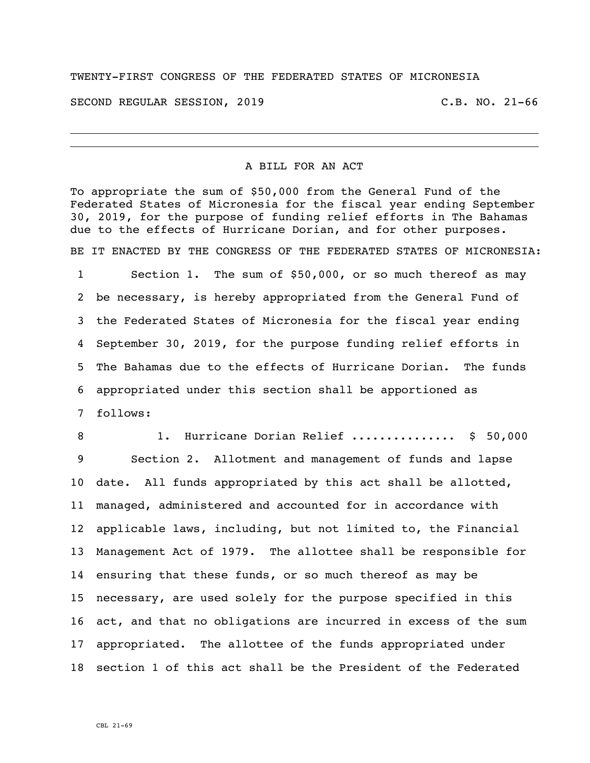TWENTY-FIRST CONGRESS OF THE FEDERATED STATES OF MICRONESIA

SECOND REGULAR SESSION, 2019 C.B. NO. 21-66

---

## A BILL FOR AN ACT

To appropriate the sum of $50,000 from the General Fund of the Federated States of Micronesia for the fiscal year ending September 30, 2019, for the purpose of funding relief efforts in The Bahamas due to the effects of Hurricane Dorian, and for other purposes.

BE IT ENACTED BY THE CONGRESS OF THE FEDERATED STATES OF MICRONESIA:

1 Section 1. The sum of $50,000, or so much thereof as may
2 be necessary, is hereby appropriated from the General Fund of
3 the Federated States of Micronesia for the fiscal year ending
4 September 30, 2019, for the purpose funding relief efforts in
5 The Bahamas due to the effects of Hurricane Dorian. The funds
6 appropriated under this section shall be apportioned as
7 follows:

8 1. Hurricane Dorian Relief .............. $ 50,000

9 Section 2. Allotment and management of funds and lapse
10 date. All funds appropriated by this act shall be allotted,
11 managed, administered and accounted for in accordance with
12 applicable laws, including, but not limited to, the Financial
13 Management Act of 1979. The allottee shall be responsible for
14 ensuring that these funds, or so much thereof as may be
15 necessary, are used solely for the purpose specified in this
16 act, and that no obligations are incurred in excess of the sum
17 appropriated. The allottee of the funds appropriated under
18 section 1 of this act shall be the President of the Federated

CBL 21-69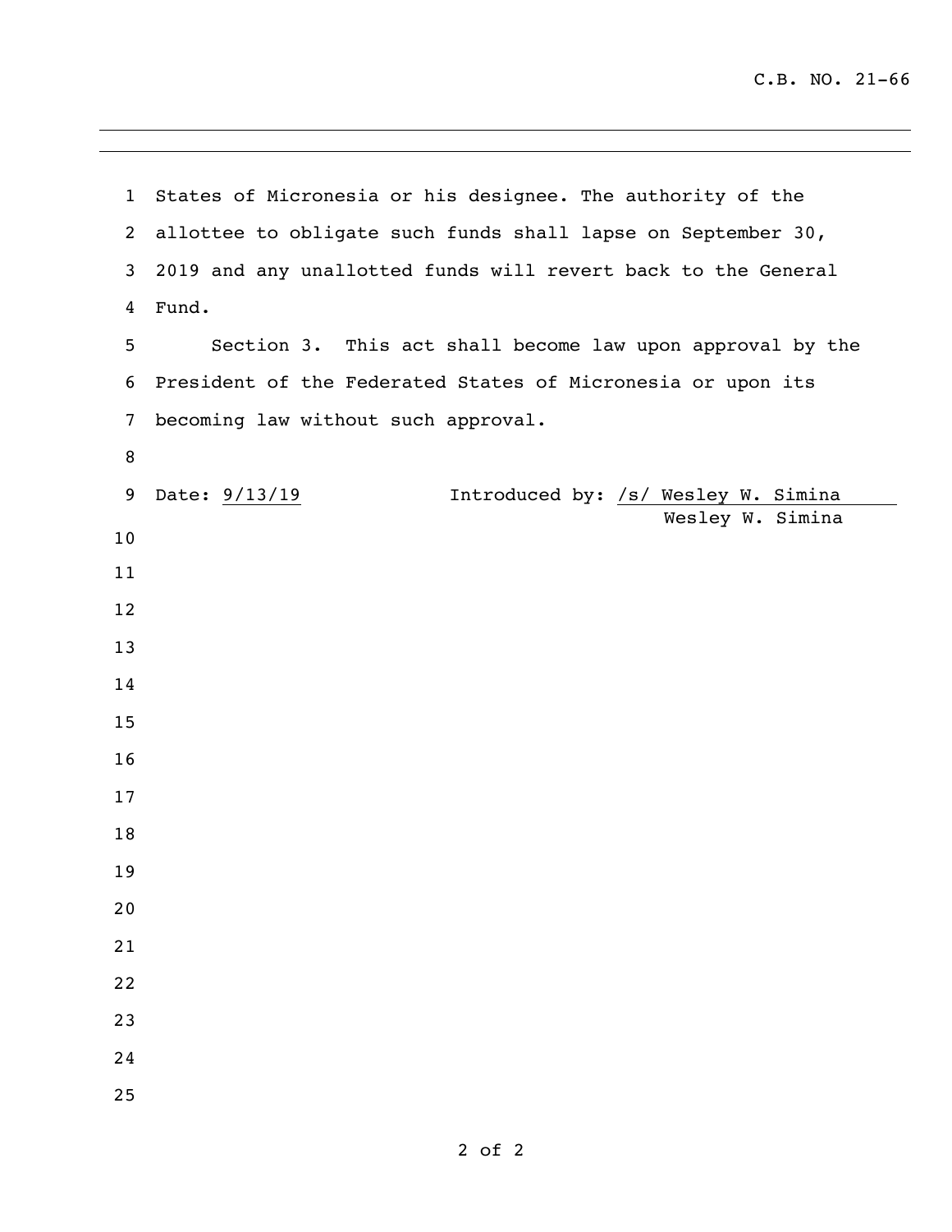States of Micronesia or his designee. The authority of the allottee to obligate such funds shall lapse on September 30, 2019 and any unallotted funds will revert back to the General Fund.

Section 3. This act shall become law upon approval by the President of the Federated States of Micronesia or upon its becoming law without such approval.

Date: 9/13/19

Introduced by: /s/ Wesley W. Simina
Wesley W. Simina